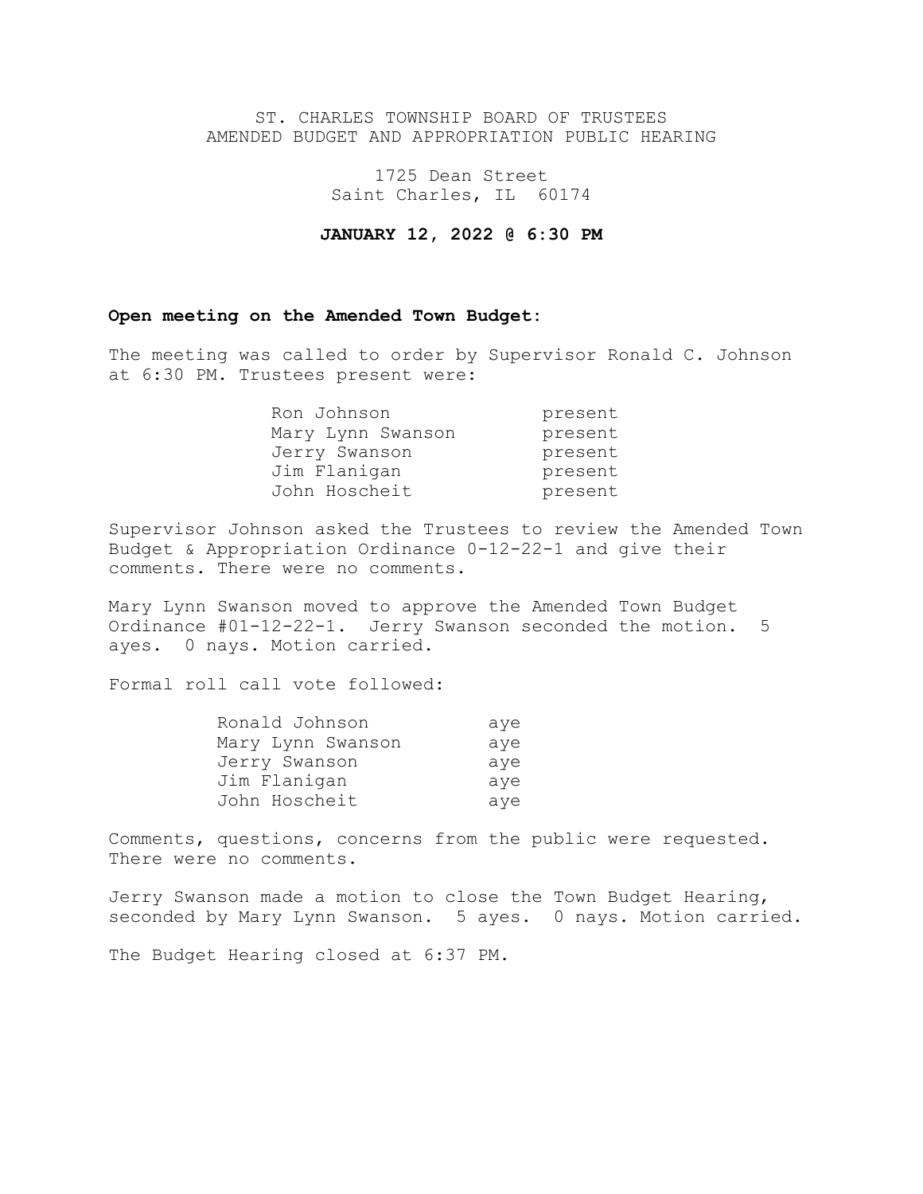# ST. CHARLES TOWNSHIP BOARD OF TRUSTEES
# AMENDED BUDGET AND APPROPRIATION PUBLIC HEARING

1725 Dean Street
Saint Charles, IL 60174

**JANUARY 12, 2022 @ 6:30 PM**

**Open meeting on the Amended Town Budget:**

The meeting was called to order by Supervisor Ronald C. Johnson at 6:30 PM. Trustees present were:

| | |
|---|---|
| Ron Johnson | present |
| Mary Lynn Swanson | present |
| Jerry Swanson | present |
| Jim Flanigan | present |
| John Hoscheit | present |

Supervisor Johnson asked the Trustees to review the Amended Town Budget & Appropriation Ordinance 0-12-22-1 and give their comments. There were no comments.

Mary Lynn Swanson moved to approve the Amended Town Budget Ordinance #01-12-22-1. Jerry Swanson seconded the motion. 5 ayes. 0 nays. Motion carried.

Formal roll call vote followed:

| | |
|---|---|
| Ronald Johnson | aye |
| Mary Lynn Swanson | aye |
| Jerry Swanson | aye |
| Jim Flanigan | aye |
| John Hoscheit | aye |

Comments, questions, concerns from the public were requested. There were no comments.

Jerry Swanson made a motion to close the Town Budget Hearing, seconded by Mary Lynn Swanson. 5 ayes. 0 nays. Motion carried.

The Budget Hearing closed at 6:37 PM.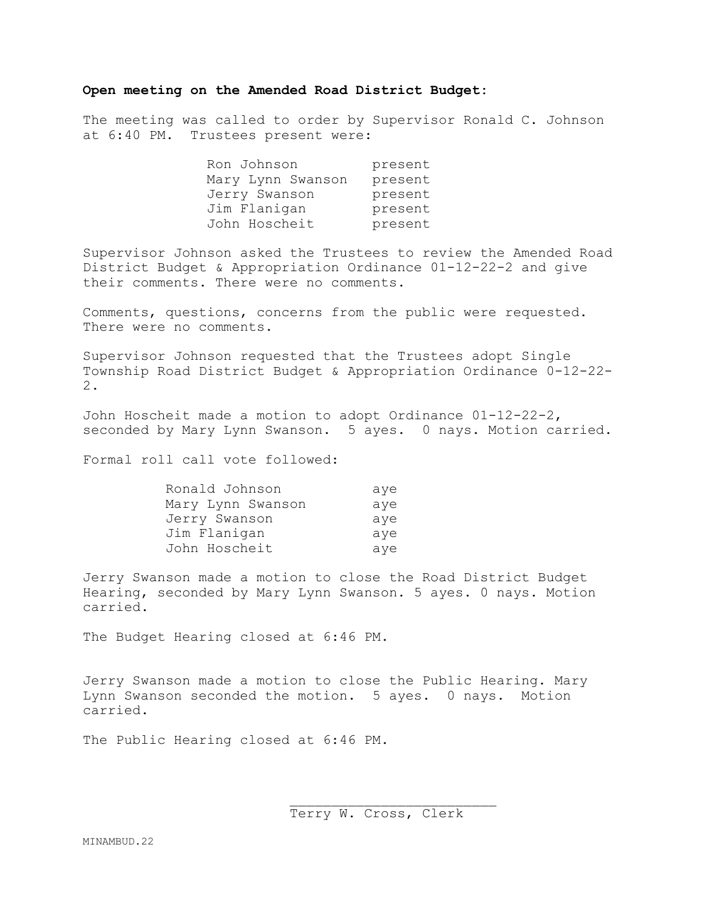**Open meeting on the Amended Road District Budget:**

The meeting was called to order by Supervisor Ronald C. Johnson at 6:40 PM. Trustees present were:

| | |
|---|---|
| Ron Johnson | present |
| Mary Lynn Swanson | present |
| Jerry Swanson | present |
| Jim Flanigan | present |
| John Hoscheit | present |

Supervisor Johnson asked the Trustees to review the Amended Road District Budget & Appropriation Ordinance 01-12-22-2 and give their comments. There were no comments.

Comments, questions, concerns from the public were requested. There were no comments.

Supervisor Johnson requested that the Trustees adopt Single Township Road District Budget & Appropriation Ordinance 0-12-22-2.

John Hoscheit made a motion to adopt Ordinance 01-12-22-2, seconded by Mary Lynn Swanson. 5 ayes. 0 nays. Motion carried.

Formal roll call vote followed:

| | |
|---|---|
| Ronald Johnson | aye |
| Mary Lynn Swanson | aye |
| Jerry Swanson | aye |
| Jim Flanigan | aye |
| John Hoscheit | aye |

Jerry Swanson made a motion to close the Road District Budget Hearing, seconded by Mary Lynn Swanson. 5 ayes. 0 nays. Motion carried.

The Budget Hearing closed at 6:46 PM.

Jerry Swanson made a motion to close the Public Hearing. Mary Lynn Swanson seconded the motion. 5 ayes. 0 nays. Motion carried.

The Public Hearing closed at 6:46 PM.

\_\_\_\_\_\_\_\_\_\_\_\_\_\_\_\_\_\_\_\_\_\_\_\_\_\_\_\_

Terry W. Cross, Clerk

MINAMBUD.22